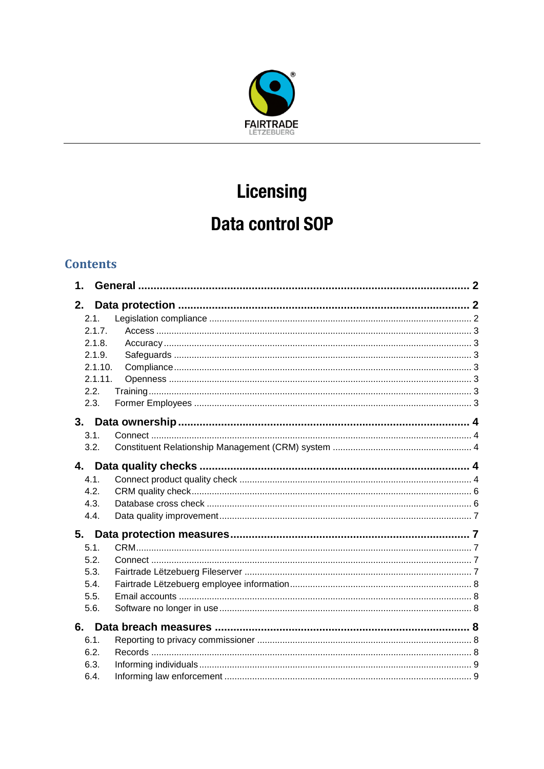FAIRTRADE
LËTZEBUERG

# Licensing

# Data control SOP

## Contents

**1. General** .......... **2**

**2. Data protection** .......... **2**

- 2.1. Legislation compliance .......... 2
- 2.1.7. Access .......... 3
- 2.1.8. Accuracy .......... 3
- 2.1.9. Safeguards .......... 3
- 2.1.10. Compliance .......... 3
- 2.1.11. Openness .......... 3
- 2.2. Training .......... 3
- 2.3. Former Employees .......... 3

**3. Data ownership** .......... **4**

- 3.1. Connect .......... 4
- 3.2. Constituent Relationship Management (CRM) system .......... 4

**4. Data quality checks** .......... **4**

- 4.1. Connect product quality check .......... 4
- 4.2. CRM quality check .......... 6
- 4.3. Database cross check .......... 6
- 4.4. Data quality improvement .......... 7

**5. Data protection measures** .......... **7**

- 5.1. CRM .......... 7
- 5.2. Connect .......... 7
- 5.3. Fairtrade Lëtzebuerg Fileserver .......... 7
- 5.4. Fairtrade Lëtzebuerg employee information .......... 8
- 5.5. Email accounts .......... 8
- 5.6. Software no longer in use .......... 8

**6. Data breach measures** .......... **8**

- 6.1. Reporting to privacy commissioner .......... 8
- 6.2. Records .......... 8
- 6.3. Informing individuals .......... 9
- 6.4. Informing law enforcement .......... 9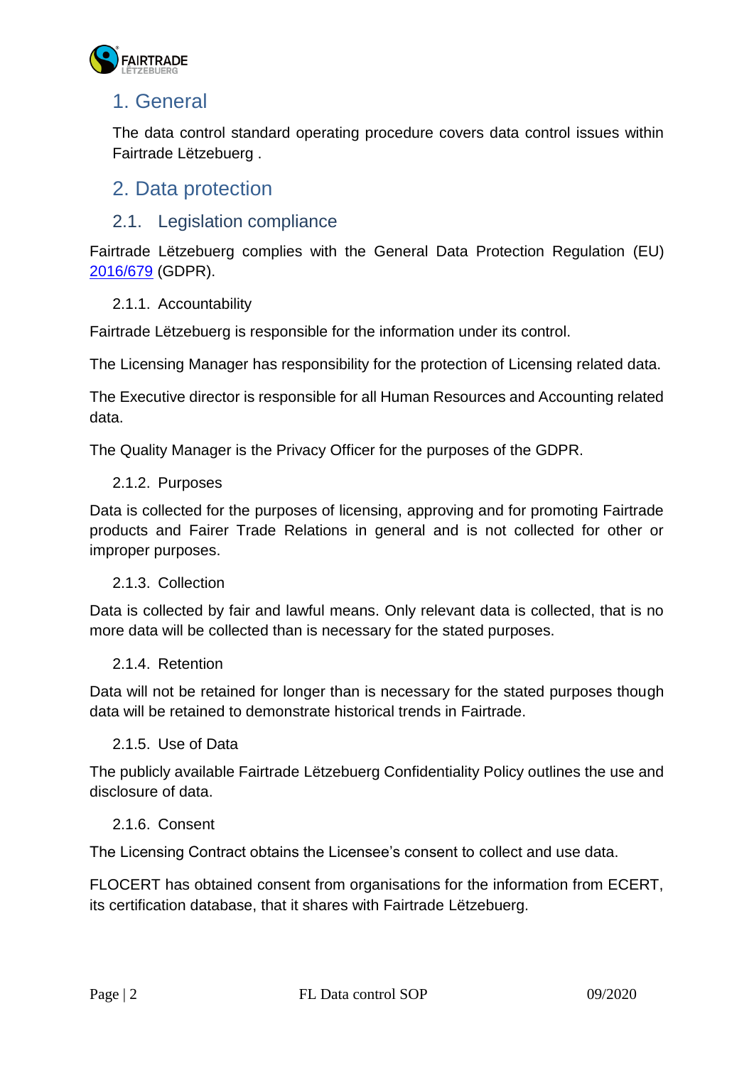# 1. General

The data control standard operating procedure covers data control issues within Fairtrade Lëtzebuerg .

# 2. Data protection

## 2.1. Legislation compliance

Fairtrade Lëtzebuerg complies with the General Data Protection Regulation (EU) [2016/679](2016/679) (GDPR).

### 2.1.1. Accountability

Fairtrade Lëtzebuerg is responsible for the information under its control.

The Licensing Manager has responsibility for the protection of Licensing related data.

The Executive director is responsible for all Human Resources and Accounting related data.

The Quality Manager is the Privacy Officer for the purposes of the GDPR.

### 2.1.2. Purposes

Data is collected for the purposes of licensing, approving and for promoting Fairtrade products and Fairer Trade Relations in general and is not collected for other or improper purposes.

### 2.1.3. Collection

Data is collected by fair and lawful means. Only relevant data is collected, that is no more data will be collected than is necessary for the stated purposes.

### 2.1.4. Retention

Data will not be retained for longer than is necessary for the stated purposes though data will be retained to demonstrate historical trends in Fairtrade.

### 2.1.5. Use of Data

The publicly available Fairtrade Lëtzebuerg Confidentiality Policy outlines the use and disclosure of data.

### 2.1.6. Consent

The Licensing Contract obtains the Licensee's consent to collect and use data.

FLOCERT has obtained consent from organisations for the information from ECERT, its certification database, that it shares with Fairtrade Lëtzebuerg.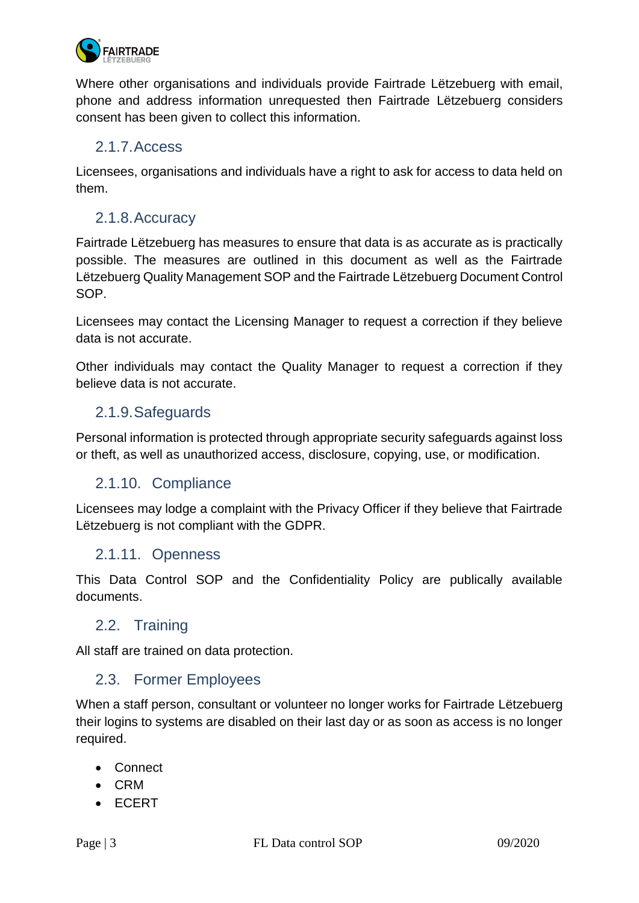Where other organisations and individuals provide Fairtrade Lëtzebuerg with email, phone and address information unrequested then Fairtrade Lëtzebuerg considers consent has been given to collect this information.

### 2.1.7. Access

Licensees, organisations and individuals have a right to ask for access to data held on them.

### 2.1.8. Accuracy

Fairtrade Lëtzebuerg has measures to ensure that data is as accurate as is practically possible. The measures are outlined in this document as well as the Fairtrade Lëtzebuerg Quality Management SOP and the Fairtrade Lëtzebuerg Document Control SOP.

Licensees may contact the Licensing Manager to request a correction if they believe data is not accurate.

Other individuals may contact the Quality Manager to request a correction if they believe data is not accurate.

### 2.1.9. Safeguards

Personal information is protected through appropriate security safeguards against loss or theft, as well as unauthorized access, disclosure, copying, use, or modification.

### 2.1.10. Compliance

Licensees may lodge a complaint with the Privacy Officer if they believe that Fairtrade Lëtzebuerg is not compliant with the GDPR.

### 2.1.11. Openness

This Data Control SOP and the Confidentiality Policy are publically available documents.

## 2.2. Training

All staff are trained on data protection.

## 2.3. Former Employees

When a staff person, consultant or volunteer no longer works for Fairtrade Lëtzebuerg their logins to systems are disabled on their last day or as soon as access is no longer required.

- Connect
- CRM
- ECERT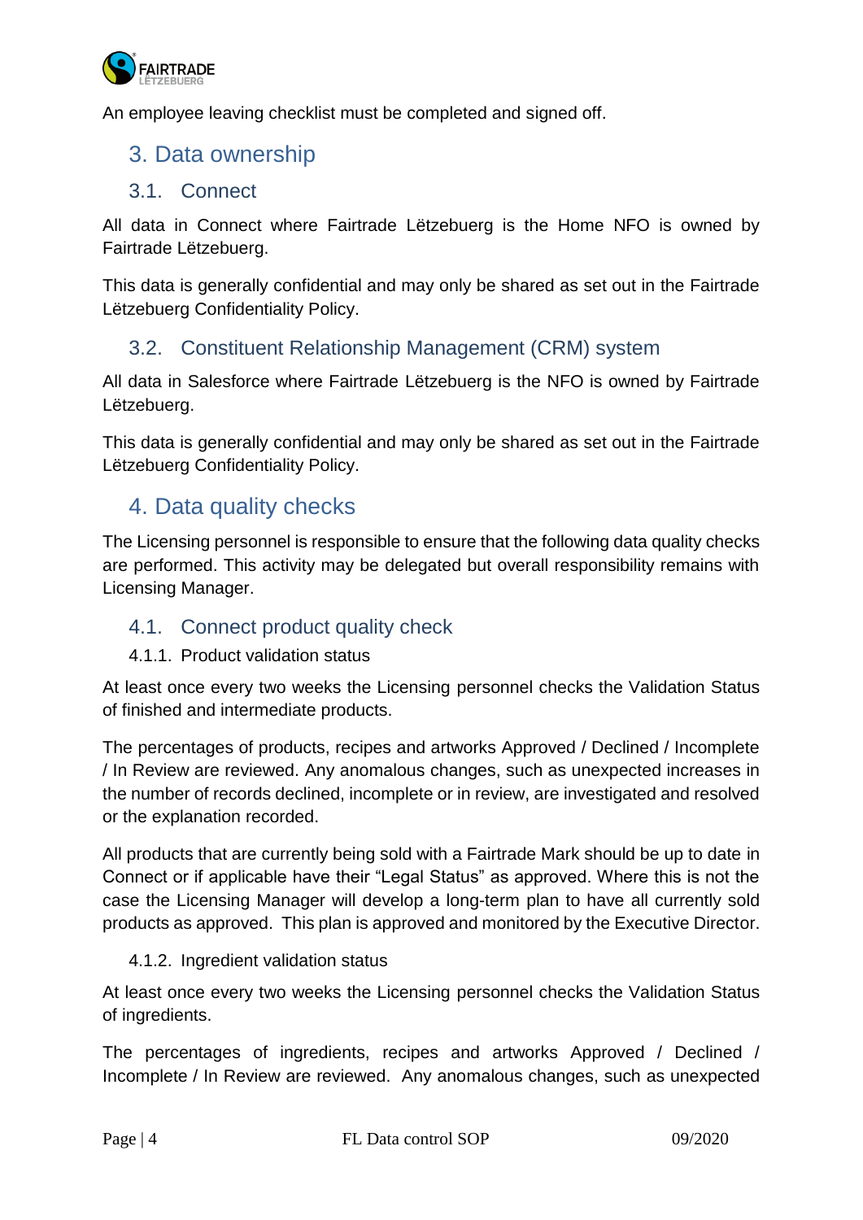An employee leaving checklist must be completed and signed off.

# 3. Data ownership

## 3.1. Connect

All data in Connect where Fairtrade Lëtzebuerg is the Home NFO is owned by Fairtrade Lëtzebuerg.

This data is generally confidential and may only be shared as set out in the Fairtrade Lëtzebuerg Confidentiality Policy.

## 3.2. Constituent Relationship Management (CRM) system

All data in Salesforce where Fairtrade Lëtzebuerg is the NFO is owned by Fairtrade Lëtzebuerg.

This data is generally confidential and may only be shared as set out in the Fairtrade Lëtzebuerg Confidentiality Policy.

# 4. Data quality checks

The Licensing personnel is responsible to ensure that the following data quality checks are performed. This activity may be delegated but overall responsibility remains with Licensing Manager.

## 4.1. Connect product quality check

### 4.1.1. Product validation status

At least once every two weeks the Licensing personnel checks the Validation Status of finished and intermediate products.

The percentages of products, recipes and artworks Approved / Declined / Incomplete / In Review are reviewed. Any anomalous changes, such as unexpected increases in the number of records declined, incomplete or in review, are investigated and resolved or the explanation recorded.

All products that are currently being sold with a Fairtrade Mark should be up to date in Connect or if applicable have their "Legal Status" as approved. Where this is not the case the Licensing Manager will develop a long-term plan to have all currently sold products as approved. This plan is approved and monitored by the Executive Director.

### 4.1.2. Ingredient validation status

At least once every two weeks the Licensing personnel checks the Validation Status of ingredients.

The percentages of ingredients, recipes and artworks Approved / Declined / Incomplete / In Review are reviewed. Any anomalous changes, such as unexpected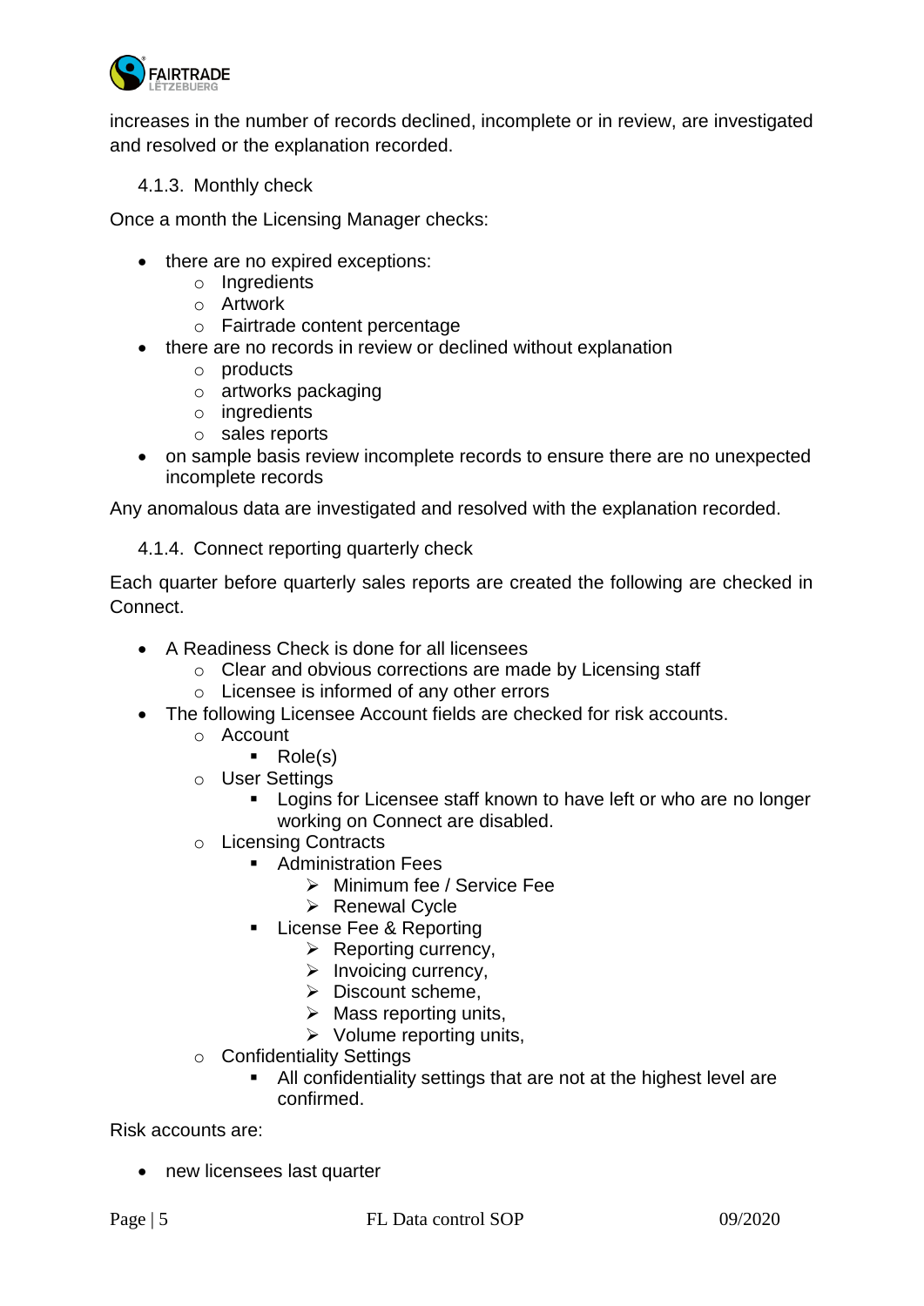increases in the number of records declined, incomplete or in review, are investigated and resolved or the explanation recorded.

#### 4.1.3. Monthly check

Once a month the Licensing Manager checks:

- there are no expired exceptions:
  - Ingredients
  - Artwork
  - Fairtrade content percentage
- there are no records in review or declined without explanation
  - products
  - artworks packaging
  - ingredients
  - sales reports
- on sample basis review incomplete records to ensure there are no unexpected incomplete records

Any anomalous data are investigated and resolved with the explanation recorded.

#### 4.1.4. Connect reporting quarterly check

Each quarter before quarterly sales reports are created the following are checked in Connect.

- A Readiness Check is done for all licensees
  - Clear and obvious corrections are made by Licensing staff
  - Licensee is informed of any other errors
- The following Licensee Account fields are checked for risk accounts.
  - Account
    - Role(s)
  - User Settings
    - Logins for Licensee staff known to have left or who are no longer working on Connect are disabled.
  - Licensing Contracts
    - Administration Fees
      - Minimum fee / Service Fee
      - Renewal Cycle
    - License Fee & Reporting
      - Reporting currency,
      - Invoicing currency,
      - Discount scheme,
      - Mass reporting units,
      - Volume reporting units,
  - Confidentiality Settings
    - All confidentiality settings that are not at the highest level are confirmed.

Risk accounts are:

- new licensees last quarter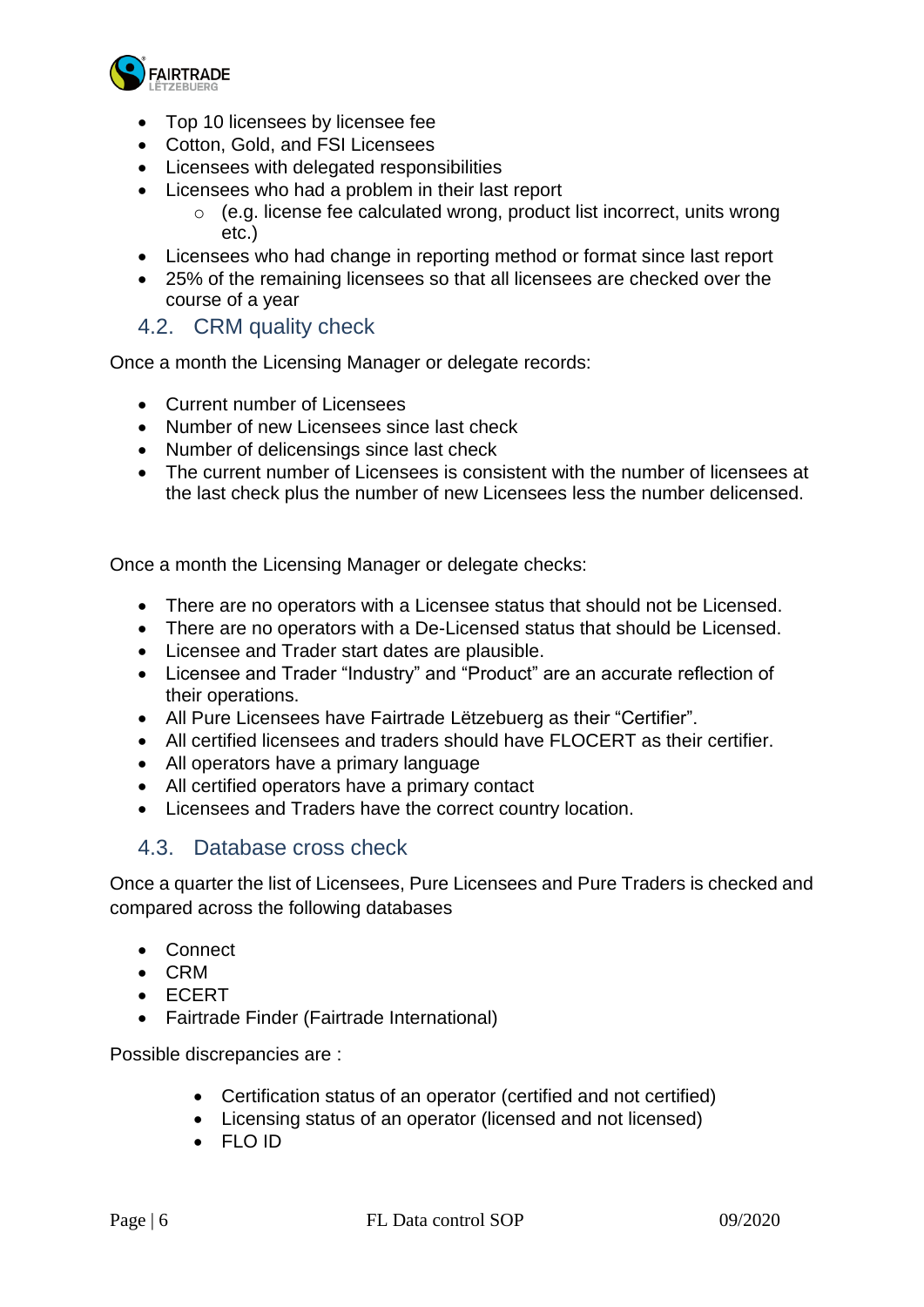- Top 10 licensees by licensee fee
- Cotton, Gold, and FSI Licensees
- Licensees with delegated responsibilities
- Licensees who had a problem in their last report
    - (e.g. license fee calculated wrong, product list incorrect, units wrong etc.)
- Licensees who had change in reporting method or format since last report
- 25% of the remaining licensees so that all licensees are checked over the course of a year

## 4.2. CRM quality check

Once a month the Licensing Manager or delegate records:

- Current number of Licensees
- Number of new Licensees since last check
- Number of delicensings since last check
- The current number of Licensees is consistent with the number of licensees at the last check plus the number of new Licensees less the number delicensed.

Once a month the Licensing Manager or delegate checks:

- There are no operators with a Licensee status that should not be Licensed.
- There are no operators with a De-Licensed status that should be Licensed.
- Licensee and Trader start dates are plausible.
- Licensee and Trader "Industry" and "Product" are an accurate reflection of their operations.
- All Pure Licensees have Fairtrade Lëtzebuerg as their "Certifier".
- All certified licensees and traders should have FLOCERT as their certifier.
- All operators have a primary language
- All certified operators have a primary contact
- Licensees and Traders have the correct country location.

## 4.3. Database cross check

Once a quarter the list of Licensees, Pure Licensees and Pure Traders is checked and compared across the following databases

- Connect
- CRM
- ECERT
- Fairtrade Finder (Fairtrade International)

Possible discrepancies are :

- Certification status of an operator (certified and not certified)
- Licensing status of an operator (licensed and not licensed)
- FLO ID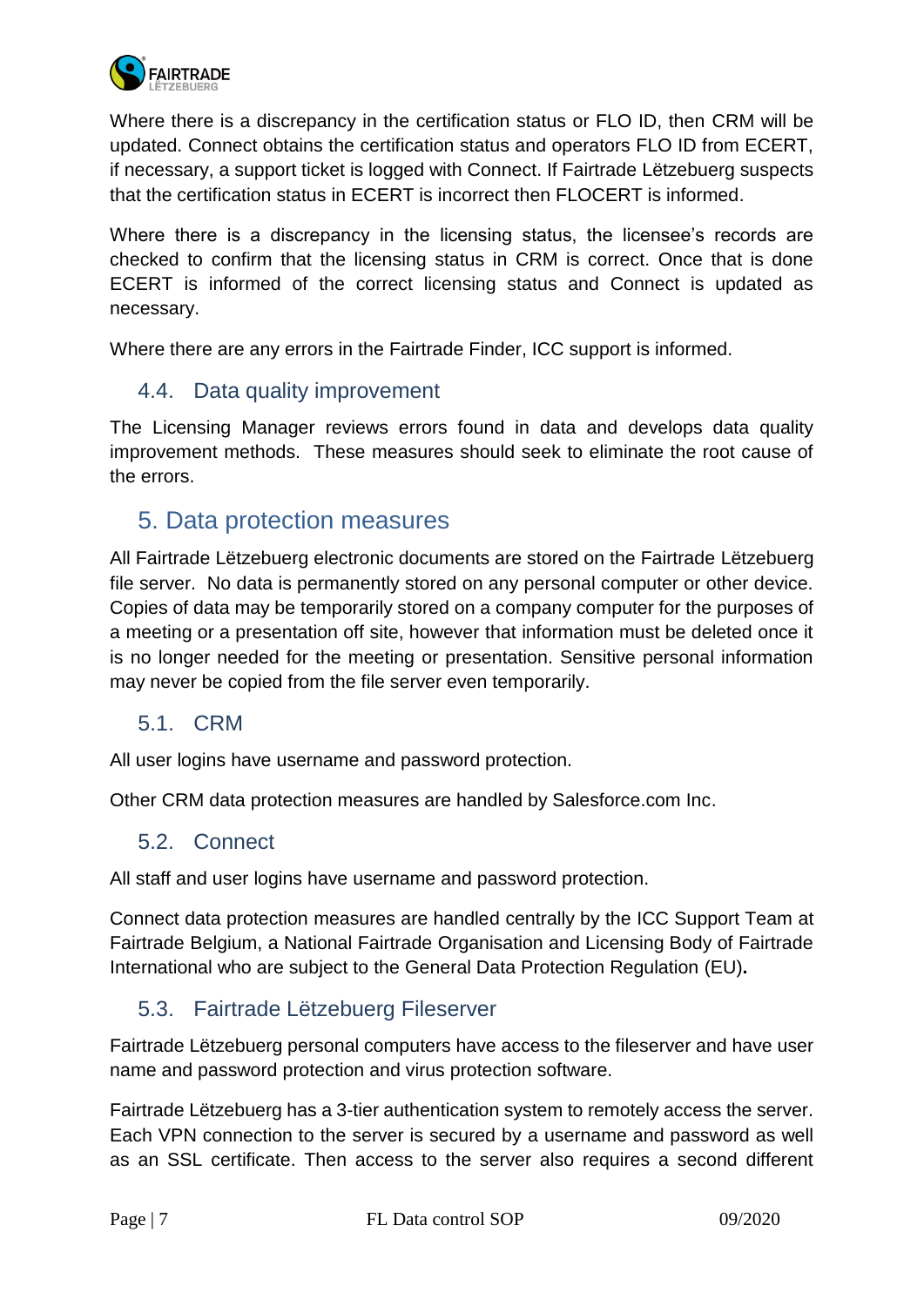Where there is a discrepancy in the certification status or FLO ID, then CRM will be updated. Connect obtains the certification status and operators FLO ID from ECERT, if necessary, a support ticket is logged with Connect. If Fairtrade Lëtzebuerg suspects that the certification status in ECERT is incorrect then FLOCERT is informed.

Where there is a discrepancy in the licensing status, the licensee's records are checked to confirm that the licensing status in CRM is correct. Once that is done ECERT is informed of the correct licensing status and Connect is updated as necessary.

Where there are any errors in the Fairtrade Finder, ICC support is informed.

### 4.4. Data quality improvement

The Licensing Manager reviews errors found in data and develops data quality improvement methods. These measures should seek to eliminate the root cause of the errors.

## 5. Data protection measures

All Fairtrade Lëtzebuerg electronic documents are stored on the Fairtrade Lëtzebuerg file server. No data is permanently stored on any personal computer or other device. Copies of data may be temporarily stored on a company computer for the purposes of a meeting or a presentation off site, however that information must be deleted once it is no longer needed for the meeting or presentation. Sensitive personal information may never be copied from the file server even temporarily.

### 5.1. CRM

All user logins have username and password protection.

Other CRM data protection measures are handled by Salesforce.com Inc.

### 5.2. Connect

All staff and user logins have username and password protection.

Connect data protection measures are handled centrally by the ICC Support Team at Fairtrade Belgium, a National Fairtrade Organisation and Licensing Body of Fairtrade International who are subject to the General Data Protection Regulation (EU)**.**

### 5.3. Fairtrade Lëtzebuerg Fileserver

Fairtrade Lëtzebuerg personal computers have access to the fileserver and have user name and password protection and virus protection software.

Fairtrade Lëtzebuerg has a 3-tier authentication system to remotely access the server. Each VPN connection to the server is secured by a username and password as well as an SSL certificate. Then access to the server also requires a second different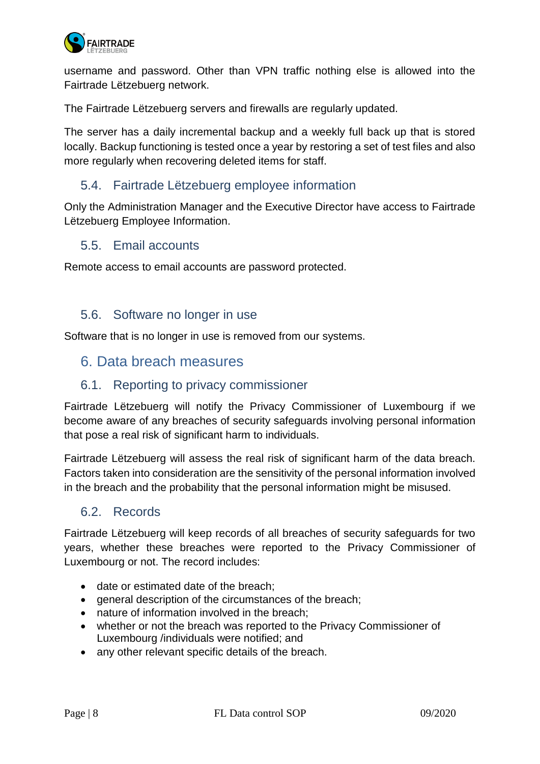username and password. Other than VPN traffic nothing else is allowed into the Fairtrade Lëtzebuerg network.

The Fairtrade Lëtzebuerg servers and firewalls are regularly updated.

The server has a daily incremental backup and a weekly full back up that is stored locally. Backup functioning is tested once a year by restoring a set of test files and also more regularly when recovering deleted items for staff.

### 5.4. Fairtrade Lëtzebuerg employee information

Only the Administration Manager and the Executive Director have access to Fairtrade Lëtzebuerg Employee Information.

### 5.5. Email accounts

Remote access to email accounts are password protected.

### 5.6. Software no longer in use

Software that is no longer in use is removed from our systems.

## 6. Data breach measures

### 6.1. Reporting to privacy commissioner

Fairtrade Lëtzebuerg will notify the Privacy Commissioner of Luxembourg if we become aware of any breaches of security safeguards involving personal information that pose a real risk of significant harm to individuals.

Fairtrade Lëtzebuerg will assess the real risk of significant harm of the data breach. Factors taken into consideration are the sensitivity of the personal information involved in the breach and the probability that the personal information might be misused.

### 6.2. Records

Fairtrade Lëtzebuerg will keep records of all breaches of security safeguards for two years, whether these breaches were reported to the Privacy Commissioner of Luxembourg or not. The record includes:

- date or estimated date of the breach;
- general description of the circumstances of the breach;
- nature of information involved in the breach;
- whether or not the breach was reported to the Privacy Commissioner of Luxembourg /individuals were notified; and
- any other relevant specific details of the breach.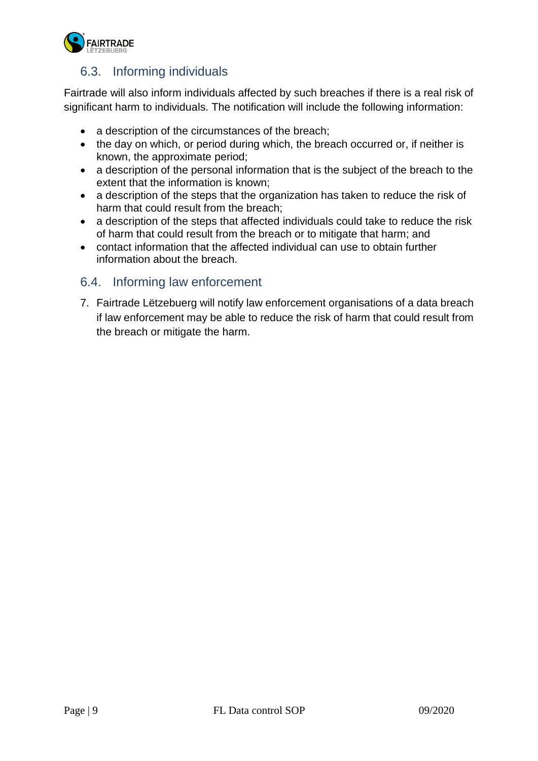## 6.3. Informing individuals

Fairtrade will also inform individuals affected by such breaches if there is a real risk of significant harm to individuals. The notification will include the following information:

- a description of the circumstances of the breach;
- the day on which, or period during which, the breach occurred or, if neither is known, the approximate period;
- a description of the personal information that is the subject of the breach to the extent that the information is known;
- a description of the steps that the organization has taken to reduce the risk of harm that could result from the breach;
- a description of the steps that affected individuals could take to reduce the risk of harm that could result from the breach or to mitigate that harm; and
- contact information that the affected individual can use to obtain further information about the breach.

## 6.4. Informing law enforcement

7. Fairtrade Lëtzebuerg will notify law enforcement organisations of a data breach if law enforcement may be able to reduce the risk of harm that could result from the breach or mitigate the harm.